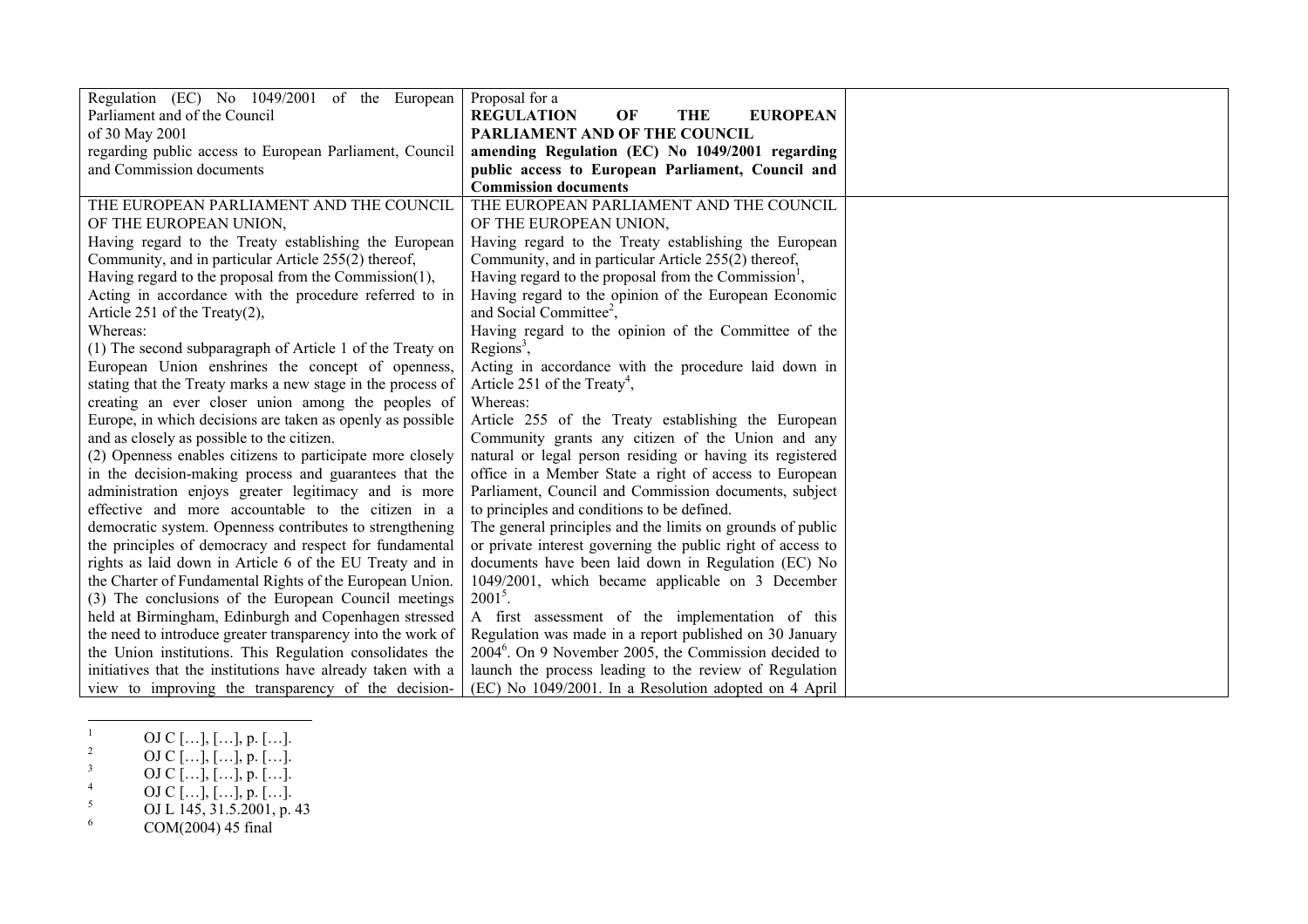| Regulation (EC) No 1049/2001 of the European Parliament and of the Council<br>of 30 May 2001<br>regarding public access to European Parliament, Council and Commission documents | Proposal for a<br>**REGULATION OF THE EUROPEAN PARLIAMENT AND OF THE COUNCIL**<br>**amending Regulation (EC) No 1049/2001 regarding public access to European Parliament, Council and Commission documents** | |
|---|---|---|
| THE EUROPEAN PARLIAMENT AND THE COUNCIL OF THE EUROPEAN UNION,<br>Having regard to the Treaty establishing the European Community, and in particular Article 255(2) thereof,<br>Having regard to the proposal from the Commission(1),<br>Acting in accordance with the procedure referred to in Article 251 of the Treaty(2),<br>Whereas:<br>(1) The second subparagraph of Article 1 of the Treaty on European Union enshrines the concept of openness, stating that the Treaty marks a new stage in the process of creating an ever closer union among the peoples of Europe, in which decisions are taken as openly as possible and as closely as possible to the citizen.<br>(2) Openness enables citizens to participate more closely in the decision-making process and guarantees that the administration enjoys greater legitimacy and is more effective and more accountable to the citizen in a democratic system. Openness contributes to strengthening the principles of democracy and respect for fundamental rights as laid down in Article 6 of the EU Treaty and in the Charter of Fundamental Rights of the European Union.<br>(3) The conclusions of the European Council meetings held at Birmingham, Edinburgh and Copenhagen stressed the need to introduce greater transparency into the work of the Union institutions. This Regulation consolidates the initiatives that the institutions have already taken with a view to improving the transparency of the decision- | THE EUROPEAN PARLIAMENT AND THE COUNCIL OF THE EUROPEAN UNION,<br>Having regard to the Treaty establishing the European Community, and in particular Article 255(2) thereof,<br>Having regard to the proposal from the Commission[1],<br>Having regard to the opinion of the European Economic and Social Committee[2],<br>Having regard to the opinion of the Committee of the Regions[3],<br>Acting in accordance with the procedure laid down in Article 251 of the Treaty[4],<br>Whereas:<br>Article 255 of the Treaty establishing the European Community grants any citizen of the Union and any natural or legal person residing or having its registered office in a Member State a right of access to European Parliament, Council and Commission documents, subject to principles and conditions to be defined.<br>The general principles and the limits on grounds of public or private interest governing the public right of access to documents have been laid down in Regulation (EC) No 1049/2001, which became applicable on 3 December 2001[5].<br>A first assessment of the implementation of this Regulation was made in a report published on 30 January 2004[6]. On 9 November 2005, the Commission decided to launch the process leading to the review of Regulation (EC) No 1049/2001. In a Resolution adopted on 4 April | |

[1] OJ C […], […], p. […].
[2] OJ C […], […], p. […].
[3] OJ C […], […], p. […].
[4] OJ C […], […], p. […].
[5] OJ L 145, 31.5.2001, p. 43
[6] COM(2004) 45 final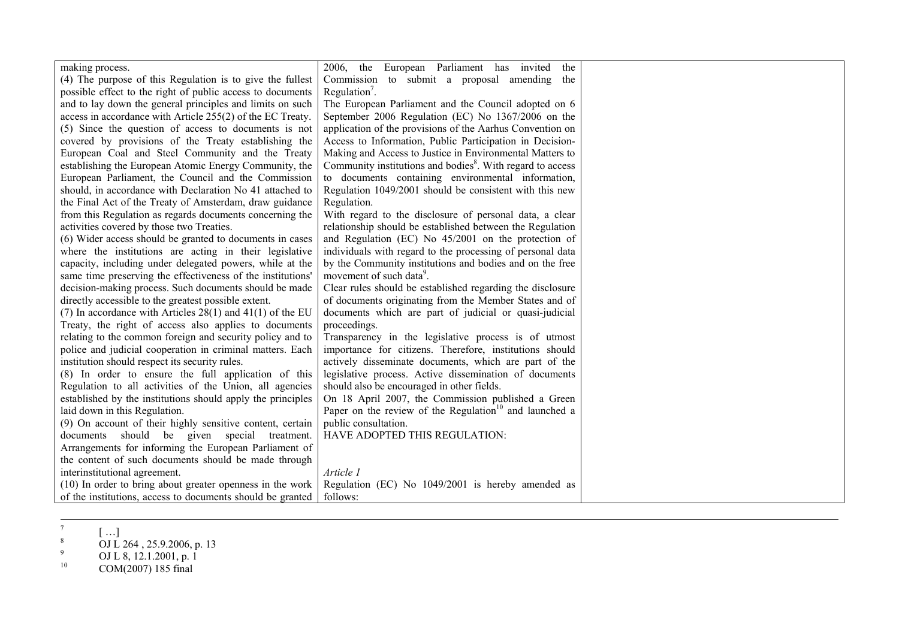| | | |
|---|---|---|
| making process.<br>(4) The purpose of this Regulation is to give the fullest possible effect to the right of public access to documents and to lay down the general principles and limits on such access in accordance with Article 255(2) of the EC Treaty.<br>(5) Since the question of access to documents is not covered by provisions of the Treaty establishing the European Coal and Steel Community and the Treaty establishing the European Atomic Energy Community, the European Parliament, the Council and the Commission should, in accordance with Declaration No 41 attached to the Final Act of the Treaty of Amsterdam, draw guidance from this Regulation as regards documents concerning the activities covered by those two Treaties.<br>(6) Wider access should be granted to documents in cases where the institutions are acting in their legislative capacity, including under delegated powers, while at the same time preserving the effectiveness of the institutions' decision-making process. Such documents should be made directly accessible to the greatest possible extent.<br>(7) In accordance with Articles 28(1) and 41(1) of the EU Treaty, the right of access also applies to documents relating to the common foreign and security policy and to police and judicial cooperation in criminal matters. Each institution should respect its security rules.<br>(8) In order to ensure the full application of this Regulation to all activities of the Union, all agencies established by the institutions should apply the principles laid down in this Regulation.<br>(9) On account of their highly sensitive content, certain documents should be given special treatment. Arrangements for informing the European Parliament of the content of such documents should be made through interinstitutional agreement.<br>(10) In order to bring about greater openness in the work of the institutions, access to documents should be granted | 2006, the European Parliament has invited the Commission to submit a proposal amending the Regulation[7].<br>The European Parliament and the Council adopted on 6 September 2006 Regulation (EC) No 1367/2006 on the application of the provisions of the Aarhus Convention on Access to Information, Public Participation in Decision-Making and Access to Justice in Environmental Matters to Community institutions and bodies[8]. With regard to access to documents containing environmental information, Regulation 1049/2001 should be consistent with this new Regulation.<br>With regard to the disclosure of personal data, a clear relationship should be established between the Regulation and Regulation (EC) No 45/2001 on the protection of individuals with regard to the processing of personal data by the Community institutions and bodies and on the free movement of such data[9].<br>Clear rules should be established regarding the disclosure of documents originating from the Member States and of documents which are part of judicial or quasi-judicial proceedings.<br>Transparency in the legislative process is of utmost importance for citizens. Therefore, institutions should actively disseminate documents, which are part of the legislative process. Active dissemination of documents should also be encouraged in other fields.<br>On 18 April 2007, the Commission published a Green Paper on the review of the Regulation[10] and launched a public consultation.<br>HAVE ADOPTED THIS REGULATION:<br><br>*Article 1*<br>Regulation (EC) No 1049/2001 is hereby amended as follows: | |

[7] [ …]
[8] OJ L 264 , 25.9.2006, p. 13
[9] OJ L 8, 12.1.2001, p. 1
[10] COM(2007) 185 final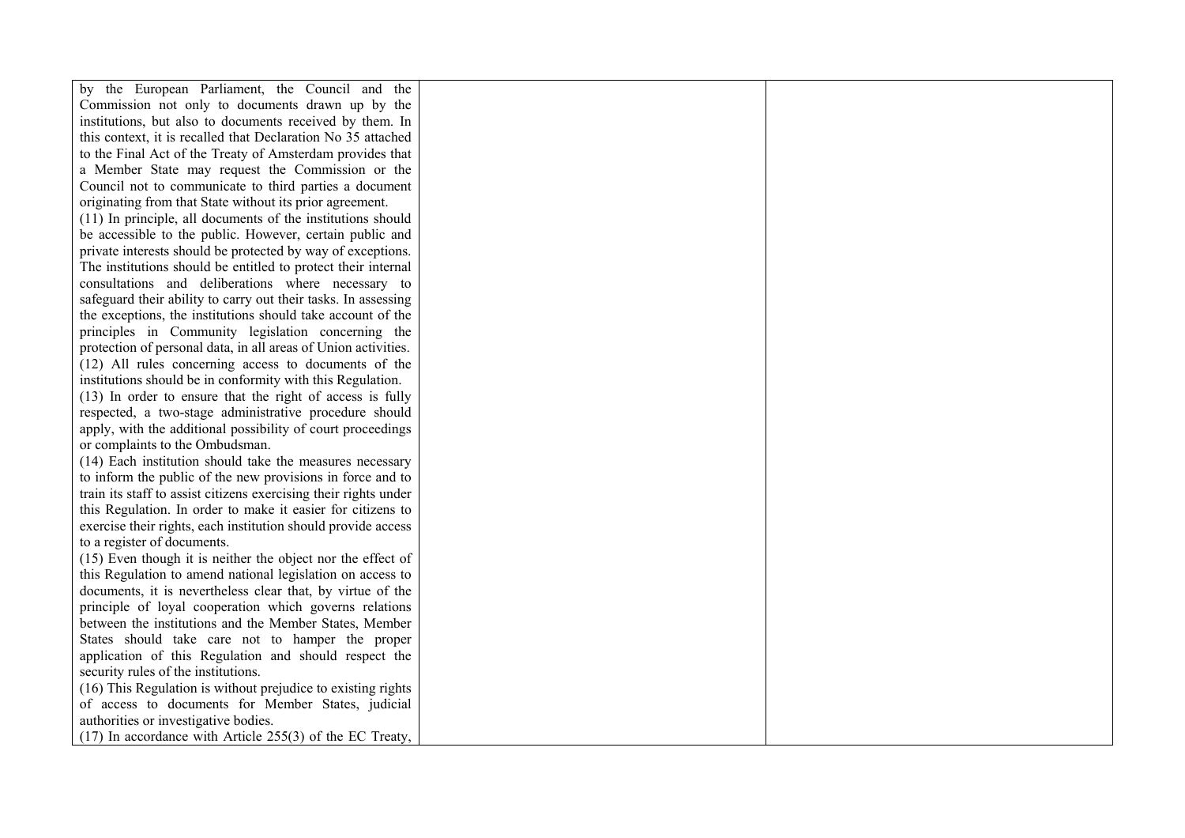| | | |
|---|---|---|
| by the European Parliament, the Council and the Commission not only to documents drawn up by the institutions, but also to documents received by them. In this context, it is recalled that Declaration No 35 attached to the Final Act of the Treaty of Amsterdam provides that a Member State may request the Commission or the Council not to communicate to third parties a document originating from that State without its prior agreement.<br>(11) In principle, all documents of the institutions should be accessible to the public. However, certain public and private interests should be protected by way of exceptions. The institutions should be entitled to protect their internal consultations and deliberations where necessary to safeguard their ability to carry out their tasks. In assessing the exceptions, the institutions should take account of the principles in Community legislation concerning the protection of personal data, in all areas of Union activities.<br>(12) All rules concerning access to documents of the institutions should be in conformity with this Regulation.<br>(13) In order to ensure that the right of access is fully respected, a two-stage administrative procedure should apply, with the additional possibility of court proceedings or complaints to the Ombudsman.<br>(14) Each institution should take the measures necessary to inform the public of the new provisions in force and to train its staff to assist citizens exercising their rights under this Regulation. In order to make it easier for citizens to exercise their rights, each institution should provide access to a register of documents.<br>(15) Even though it is neither the object nor the effect of this Regulation to amend national legislation on access to documents, it is nevertheless clear that, by virtue of the principle of loyal cooperation which governs relations between the institutions and the Member States, Member States should take care not to hamper the proper application of this Regulation and should respect the security rules of the institutions.<br>(16) This Regulation is without prejudice to existing rights of access to documents for Member States, judicial authorities or investigative bodies.<br>(17) In accordance with Article 255(3) of the EC Treaty, | | |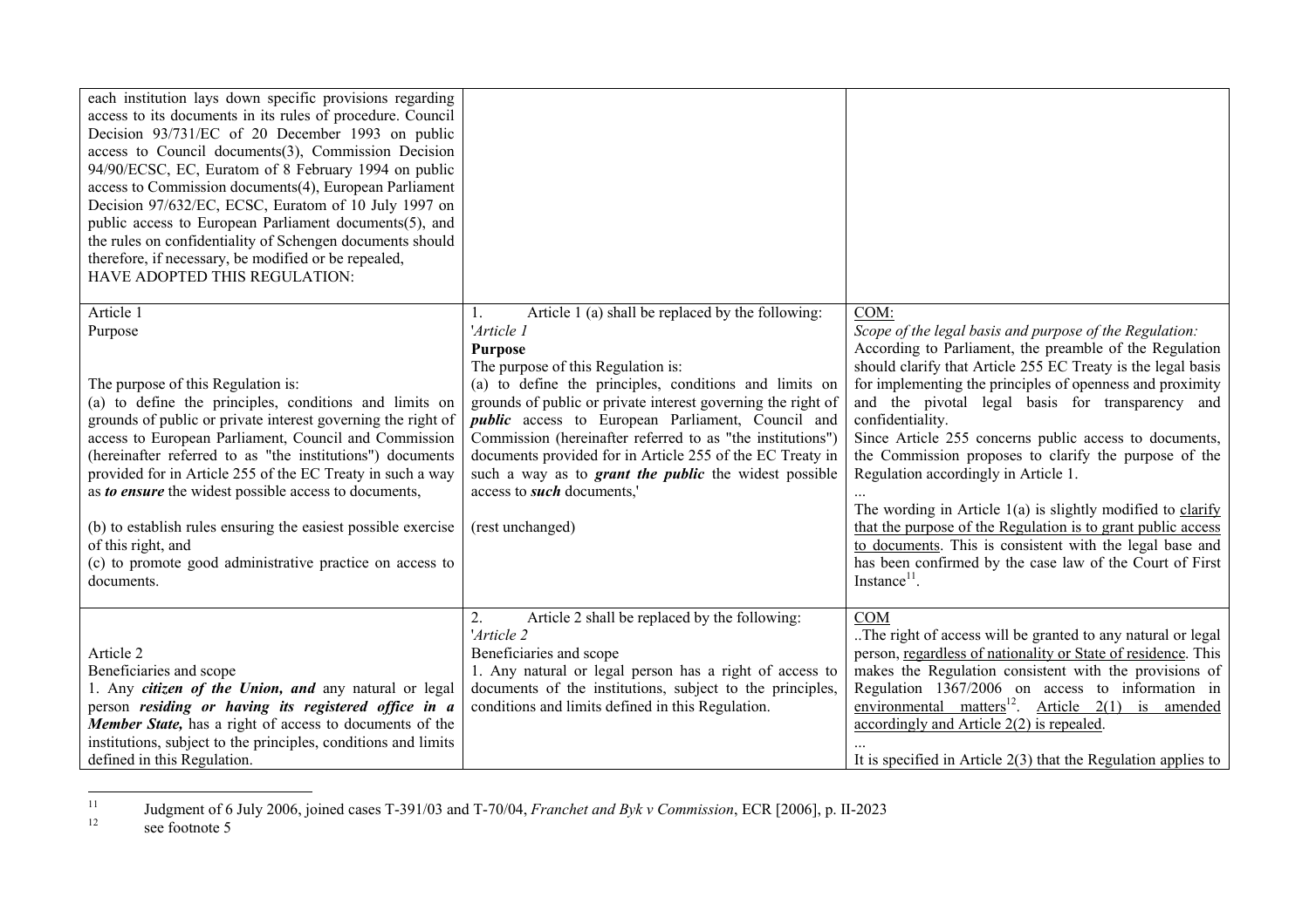| | | |
|---|---|---|
| each institution lays down specific provisions regarding access to its documents in its rules of procedure. Council Decision 93/731/EC of 20 December 1993 on public access to Council documents(3), Commission Decision 94/90/ECSC, EC, Euratom of 8 February 1994 on public access to Commission documents(4), European Parliament Decision 97/632/EC, ECSC, Euratom of 10 July 1997 on public access to European Parliament documents(5), and the rules on confidentiality of Schengen documents should therefore, if necessary, be modified or be repealed,<br>HAVE ADOPTED THIS REGULATION: | | |
| Article 1<br>Purpose<br><br>The purpose of this Regulation is:<br>(a) to define the principles, conditions and limits on grounds of public or private interest governing the right of access to European Parliament, Council and Commission (hereinafter referred to as "the institutions") documents provided for in Article 255 of the EC Treaty in such a way as ***to ensure*** the widest possible access to documents,<br><br>(b) to establish rules ensuring the easiest possible exercise of this right, and<br>(c) to promote good administrative practice on access to documents. | 1. Article 1 (a) shall be replaced by the following:<br>'*Article 1*<br>**Purpose**<br>The purpose of this Regulation is:<br>(a) to define the principles, conditions and limits on grounds of public or private interest governing the right of ***public*** access to European Parliament, Council and Commission (hereinafter referred to as "the institutions") documents provided for in Article 255 of the EC Treaty in such a way as to ***grant the public*** the widest possible access to ***such*** documents,'<br><br>(rest unchanged) | COM:<br>*Scope of the legal basis and purpose of the Regulation:*<br>According to Parliament, the preamble of the Regulation should clarify that Article 255 EC Treaty is the legal basis for implementing the principles of openness and proximity and the pivotal legal basis for transparency and confidentiality.<br>Since Article 255 concerns public access to documents, the Commission proposes to clarify the purpose of the Regulation accordingly in Article 1.<br>...<br>The wording in Article 1(a) is slightly modified to clarify that the purpose of the Regulation is to grant public access to documents. This is consistent with the legal base and has been confirmed by the case law of the Court of First Instance[11]. |
| Article 2<br>Beneficiaries and scope<br>1. Any ***citizen of the Union, and*** any natural or legal person ***residing or having its registered office in a Member State,*** has a right of access to documents of the institutions, subject to the principles, conditions and limits defined in this Regulation. | 2. Article 2 shall be replaced by the following:<br>'*Article 2*<br>Beneficiaries and scope<br>1. Any natural or legal person has a right of access to documents of the institutions, subject to the principles, conditions and limits defined in this Regulation. | COM<br>..The right of access will be granted to any natural or legal person, regardless of nationality or State of residence. This makes the Regulation consistent with the provisions of Regulation 1367/2006 on access to information in environmental matters[12]. Article 2(1) is amended accordingly and Article 2(2) is repealed.<br>...<br>It is specified in Article 2(3) that the Regulation applies to |

[11] Judgment of 6 July 2006, joined cases T-391/03 and T-70/04, *Franchet and Byk v Commission*, ECR [2006], p. II-2023

[12] see footnote 5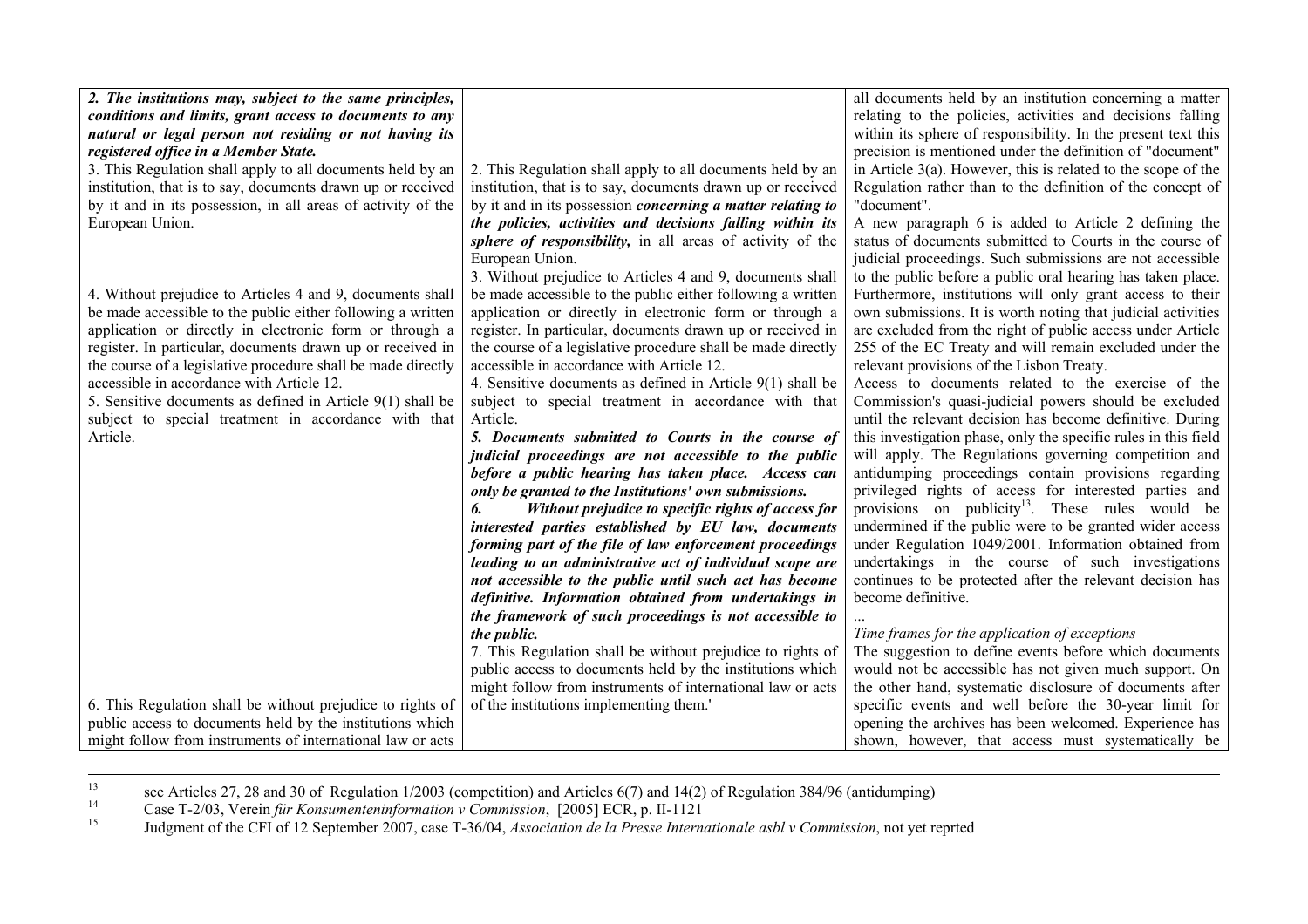| | | |
|---|---|---|
| ***2. The institutions may, subject to the same principles, conditions and limits, grant access to documents to any natural or legal person not residing or not having its registered office in a Member State.***<br>3. This Regulation shall apply to all documents held by an institution, that is to say, documents drawn up or received by it and in its possession, in all areas of activity of the European Union.<br><br>4. Without prejudice to Articles 4 and 9, documents shall be made accessible to the public either following a written application or directly in electronic form or through a register. In particular, documents drawn up or received in the course of a legislative procedure shall be made directly accessible in accordance with Article 12.<br>5. Sensitive documents as defined in Article 9(1) shall be subject to special treatment in accordance with that Article.<br><br>6. This Regulation shall be without prejudice to rights of public access to documents held by the institutions which might follow from instruments of international law or acts | 2. This Regulation shall apply to all documents held by an institution, that is to say, documents drawn up or received by it and in its possession ***concerning a matter relating to the policies, activities and decisions falling within its sphere of responsibility,*** in all areas of activity of the European Union.<br>3. Without prejudice to Articles 4 and 9, documents shall be made accessible to the public either following a written application or directly in electronic form or through a register. In particular, documents drawn up or received in the course of a legislative procedure shall be made directly accessible in accordance with Article 12.<br>4. Sensitive documents as defined in Article 9(1) shall be subject to special treatment in accordance with that Article.<br>***5. Documents submitted to Courts in the course of judicial proceedings are not accessible to the public before a public hearing has taken place. Access can only be granted to the Institutions' own submissions.***<br>***6. Without prejudice to specific rights of access for interested parties established by EU law, documents forming part of the file of law enforcement proceedings leading to an administrative act of individual scope are not accessible to the public until such act has become definitive. Information obtained from undertakings in the framework of such proceedings is not accessible to the public.***<br>7. This Regulation shall be without prejudice to rights of public access to documents held by the institutions which might follow from instruments of international law or acts of the institutions implementing them.' | all documents held by an institution concerning a matter relating to the policies, activities and decisions falling within its sphere of responsibility. In the present text this precision is mentioned under the definition of "document" in Article 3(a). However, this is related to the scope of the Regulation rather than to the definition of the concept of "document".<br>A new paragraph 6 is added to Article 2 defining the status of documents submitted to Courts in the course of judicial proceedings. Such submissions are not accessible to the public before a public oral hearing has taken place. Furthermore, institutions will only grant access to their own submissions. It is worth noting that judicial activities are excluded from the right of public access under Article 255 of the EC Treaty and will remain excluded under the relevant provisions of the Lisbon Treaty.<br>Access to documents related to the exercise of the Commission's quasi-judicial powers should be excluded until the relevant decision has become definitive. During this investigation phase, only the specific rules in this field will apply. The Regulations governing competition and antidumping proceedings contain provisions regarding privileged rights of access for interested parties and provisions on publicity[13]. These rules would be undermined if the public were to be granted wider access under Regulation 1049/2001. Information obtained from undertakings in the course of such investigations continues to be protected after the relevant decision has become definitive.<br>*...*<br>*Time frames for the application of exceptions*<br>The suggestion to define events before which documents would not be accessible has not given much support. On the other hand, systematic disclosure of documents after specific events and well before the 30-year limit for opening the archives has been welcomed. Experience has shown, however, that access must systematically be |

[13] see Articles 27, 28 and 30 of Regulation 1/2003 (competition) and Articles 6(7) and 14(2) of Regulation 384/96 (antidumping)

[14] Case T-2/03, Verein *für Konsumenteninformation v Commission*, [2005] ECR, p. II-1121

[15] Judgment of the CFI of 12 September 2007, case T-36/04, *Association de la Presse Internationale asbl v Commission*, not yet reprted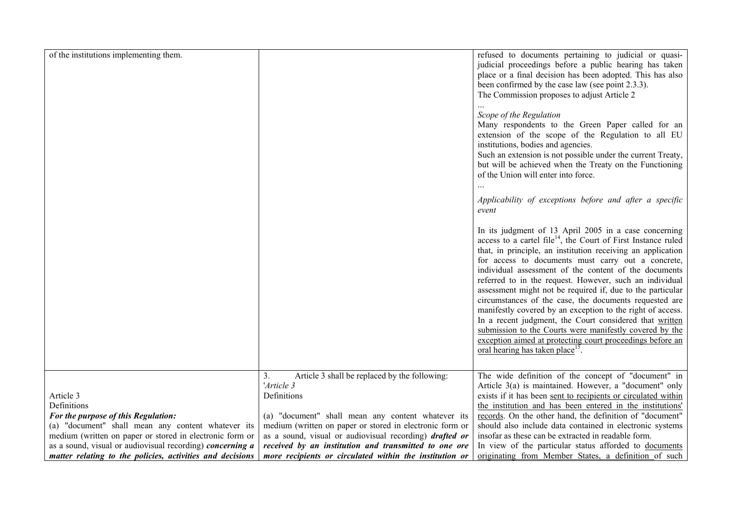| | | |
|---|---|---|
| of the institutions implementing them. | | refused to documents pertaining to judicial or quasi-judicial proceedings before a public hearing has taken place or a final decision has been adopted. This has also been confirmed by the case law (see point 2.3.3).<br>The Commission proposes to adjust Article 2<br>...<br>*Scope of the Regulation*<br>Many respondents to the Green Paper called for an extension of the scope of the Regulation to all EU institutions, bodies and agencies.<br>Such an extension is not possible under the current Treaty, but will be achieved when the Treaty on the Functioning of the Union will enter into force.<br>...<br>*Applicability of exceptions before and after a specific event*<br><br>In its judgment of 13 April 2005 in a case concerning access to a cartel file[14], the Court of First Instance ruled that, in principle, an institution receiving an application for access to documents must carry out a concrete, individual assessment of the content of the documents referred to in the request. However, such an individual assessment might not be required if, due to the particular circumstances of the case, the documents requested are manifestly covered by an exception to the right of access. In a recent judgment, the Court considered that <u>written submission to the Courts were manifestly covered by the exception aimed at protecting court proceedings before an oral hearing has taken place</u>[15]. |
| Article 3<br>Definitions<br>***For the purpose of this Regulation:***<br>(a) "document" shall mean any content whatever its medium (written on paper or stored in electronic form or as a sound, visual or audiovisual recording) ***concerning a matter relating to the policies, activities and decisions*** | 3. Article 3 shall be replaced by the following:<br>'*Article 3*<br>Definitions<br><br>(a) "document" shall mean any content whatever its medium (written on paper or stored in electronic form or as a sound, visual or audiovisual recording) ***drafted or received by an institution and transmitted to one ore more recipients or circulated within the institution or*** | The wide definition of the concept of "document" in Article 3(a) is maintained. However, a "document" only exists if it has been <u>sent to recipients or circulated within the institution and has been entered in the institutions' records</u>. On the other hand, the definition of "document" should also include data contained in electronic systems insofar as these can be extracted in readable form.<br>In view of the particular status afforded to <u>documents originating from Member States, a definition</u> of such |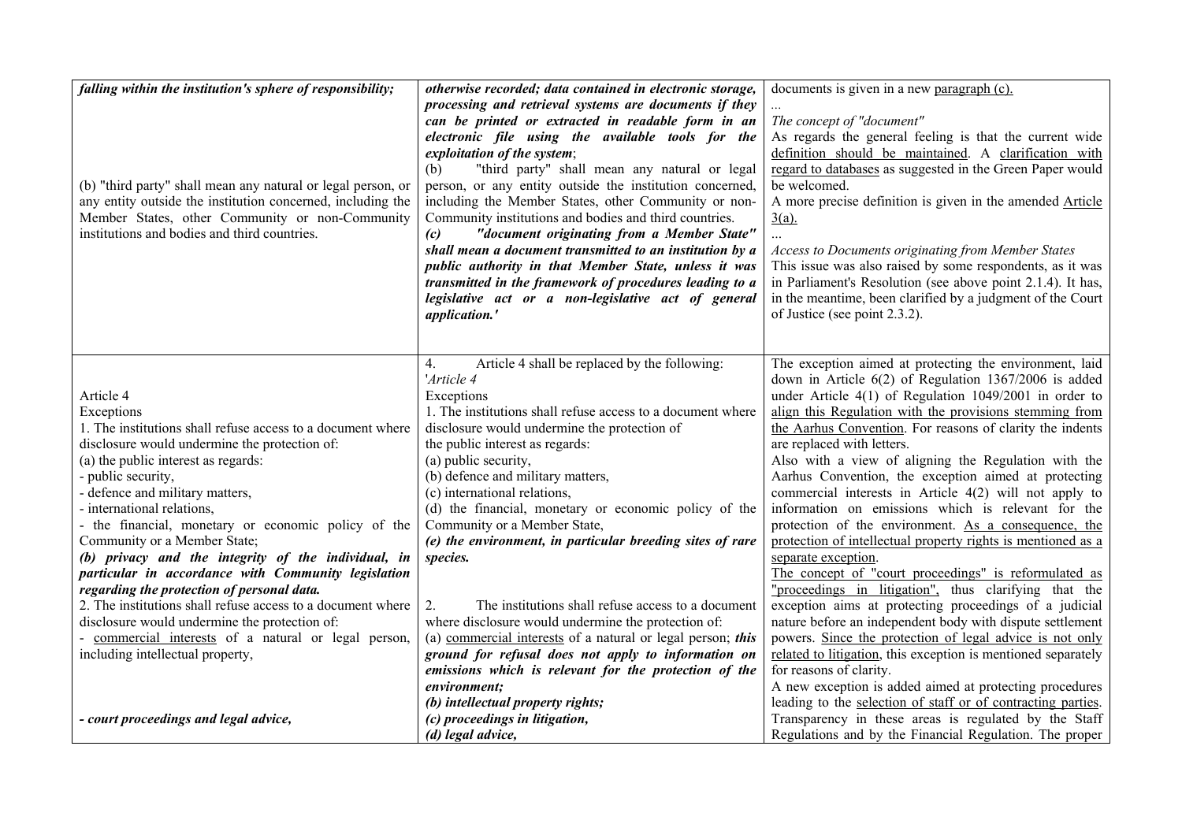| | | |
|---|---|---|
| ***falling within the institution's sphere of responsibility;***<br><br>(b) "third party" shall mean any natural or legal person, or any entity outside the institution concerned, including the Member States, other Community or non-Community institutions and bodies and third countries. | ***otherwise recorded; data contained in electronic storage, processing and retrieval systems are documents if they can be printed or extracted in readable form in an electronic file using the available tools for the exploitation of the system***;<br>(b) "third party" shall mean any natural or legal person, or any entity outside the institution concerned, including the Member States, other Community or non-Community institutions and bodies and third countries.<br>***(c) "document originating from a Member State" shall mean a document transmitted to an institution by a public authority in that Member State, unless it was transmitted in the framework of procedures leading to a legislative act or a non-legislative act of general application.'*** | documents is given in a new paragraph (c).<br>*...*<br>*The concept of "document"*<br>As regards the general feeling is that the current wide definition should be maintained. A clarification with regard to databases as suggested in the Green Paper would be welcomed.<br>A more precise definition is given in the amended Article 3(a).<br>*...*<br>*Access to Documents originating from Member States*<br>This issue was also raised by some respondents, as it was in Parliament's Resolution (see above point 2.1.4). It has, in the meantime, been clarified by a judgment of the Court of Justice (see point 2.3.2). |
| Article 4<br>Exceptions<br>1. The institutions shall refuse access to a document where disclosure would undermine the protection of:<br>(a) the public interest as regards:<br>- public security,<br>- defence and military matters,<br>- international relations,<br>- the financial, monetary or economic policy of the Community or a Member State;<br>***(b) privacy and the integrity of the individual, in particular in accordance with Community legislation regarding the protection of personal data.***<br>2. The institutions shall refuse access to a document where disclosure would undermine the protection of:<br>- commercial interests of a natural or legal person, including intellectual property,<br><br>***- court proceedings and legal advice,*** | 4. Article 4 shall be replaced by the following:<br>'*Article 4*<br>Exceptions<br>1. The institutions shall refuse access to a document where disclosure would undermine the protection of<br>the public interest as regards:<br>(a) public security,<br>(b) defence and military matters,<br>(c) international relations,<br>(d) the financial, monetary or economic policy of the Community or a Member State,<br>***(e) the environment, in particular breeding sites of rare species.***<br><br>2. The institutions shall refuse access to a document where disclosure would undermine the protection of:<br>(a) commercial interests of a natural or legal person; ***this ground for refusal does not apply to information on emissions which is relevant for the protection of the environment;***<br>***(b) intellectual property rights;***<br>***(c) proceedings in litigation,***<br>***(d) legal advice,*** | The exception aimed at protecting the environment, laid down in Article 6(2) of Regulation 1367/2006 is added under Article 4(1) of Regulation 1049/2001 in order to align this Regulation with the provisions stemming from the Aarhus Convention. For reasons of clarity the indents are replaced with letters.<br>Also with a view of aligning the Regulation with the Aarhus Convention, the exception aimed at protecting commercial interests in Article 4(2) will not apply to information on emissions which is relevant for the protection of the environment. As a consequence, the protection of intellectual property rights is mentioned as a separate exception.<br>The concept of "court proceedings" is reformulated as "proceedings in litigation", thus clarifying that the exception aims at protecting proceedings of a judicial nature before an independent body with dispute settlement powers. Since the protection of legal advice is not only related to litigation, this exception is mentioned separately for reasons of clarity.<br>A new exception is added aimed at protecting procedures leading to the selection of staff or of contracting parties. Transparency in these areas is regulated by the Staff Regulations and by the Financial Regulation. The proper |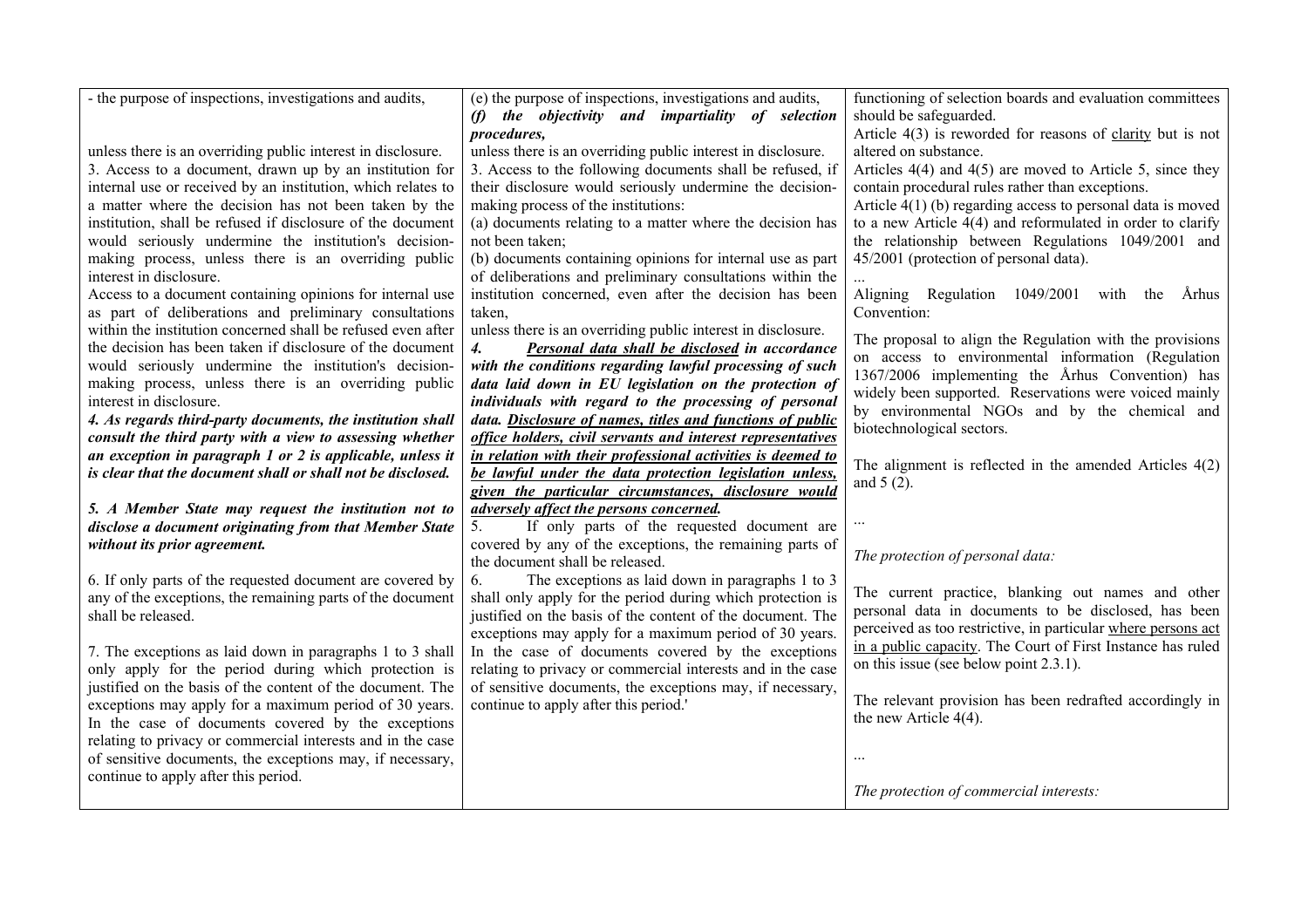| | | |
|---|---|---|
| - the purpose of inspections, investigations and audits,<br><br>unless there is an overriding public interest in disclosure.<br>3. Access to a document, drawn up by an institution for internal use or received by an institution, which relates to a matter where the decision has not been taken by the institution, shall be refused if disclosure of the document would seriously undermine the institution's decision-making process, unless there is an overriding public interest in disclosure.<br>Access to a document containing opinions for internal use as part of deliberations and preliminary consultations within the institution concerned shall be refused even after the decision has been taken if disclosure of the document would seriously undermine the institution's decision-making process, unless there is an overriding public interest in disclosure.<br>***4. As regards third-party documents, the institution shall consult the third party with a view to assessing whether an exception in paragraph 1 or 2 is applicable, unless it is clear that the document shall or shall not be disclosed.***<br><br>***5. A Member State may request the institution not to disclose a document originating from that Member State without its prior agreement.***<br><br>6. If only parts of the requested document are covered by any of the exceptions, the remaining parts of the document shall be released.<br><br>7. The exceptions as laid down in paragraphs 1 to 3 shall only apply for the period during which protection is justified on the basis of the content of the document. The exceptions may apply for a maximum period of 30 years. In the case of documents covered by the exceptions relating to privacy or commercial interests and in the case of sensitive documents, the exceptions may, if necessary, continue to apply after this period. | (e) the purpose of inspections, investigations and audits,<br>***(f) the objectivity and impartiality of selection procedures,***<br>unless there is an overriding public interest in disclosure.<br>3. Access to the following documents shall be refused, if their disclosure would seriously undermine the decision-making process of the institutions:<br>(a) documents relating to a matter where the decision has not been taken;<br>(b) documents containing opinions for internal use as part of deliberations and preliminary consultations within the institution concerned, even after the decision has been taken,<br>unless there is an overriding public interest in disclosure.<br>***4. <u>Personal data shall be disclosed</u> in accordance with the conditions regarding lawful processing of such data laid down in EU legislation on the protection of individuals with regard to the processing of personal data. <u>Disclosure of names, titles and functions of public office holders, civil servants and interest representatives in relation with their professional activities is deemed to be lawful under the data protection legislation unless, given the particular circumstances, disclosure would adversely affect the persons concerned</u>.***<br>5. If only parts of the requested document are covered by any of the exceptions, the remaining parts of the document shall be released.<br>6. The exceptions as laid down in paragraphs 1 to 3 shall only apply for the period during which protection is justified on the basis of the content of the document. The exceptions may apply for a maximum period of 30 years. In the case of documents covered by the exceptions relating to privacy or commercial interests and in the case of sensitive documents, the exceptions may, if necessary, continue to apply after this period.' | functioning of selection boards and evaluation committees should be safeguarded.<br>Article 4(3) is reworded for reasons of <u>clarity</u> but is not altered on substance.<br>Articles 4(4) and 4(5) are moved to Article 5, since they contain procedural rules rather than exceptions.<br>Article 4(1) (b) regarding access to personal data is moved to a new Article 4(4) and reformulated in order to clarify the relationship between Regulations 1049/2001 and 45/2001 (protection of personal data).<br>...<br>Aligning Regulation 1049/2001 with the Århus Convention:<br><br>The proposal to align the Regulation with the provisions on access to environmental information (Regulation 1367/2006 implementing the Århus Convention) has widely been supported. Reservations were voiced mainly by environmental NGOs and by the chemical and biotechnological sectors.<br><br>The alignment is reflected in the amended Articles 4(2) and 5 (2).<br><br>...<br><br>*The protection of personal data:*<br><br>The current practice, blanking out names and other personal data in documents to be disclosed, has been perceived as too restrictive, in particular <u>where persons act in a public capacity</u>. The Court of First Instance has ruled on this issue (see below point 2.3.1).<br><br>The relevant provision has been redrafted accordingly in the new Article 4(4).<br><br>...<br><br>*The protection of commercial interests:* |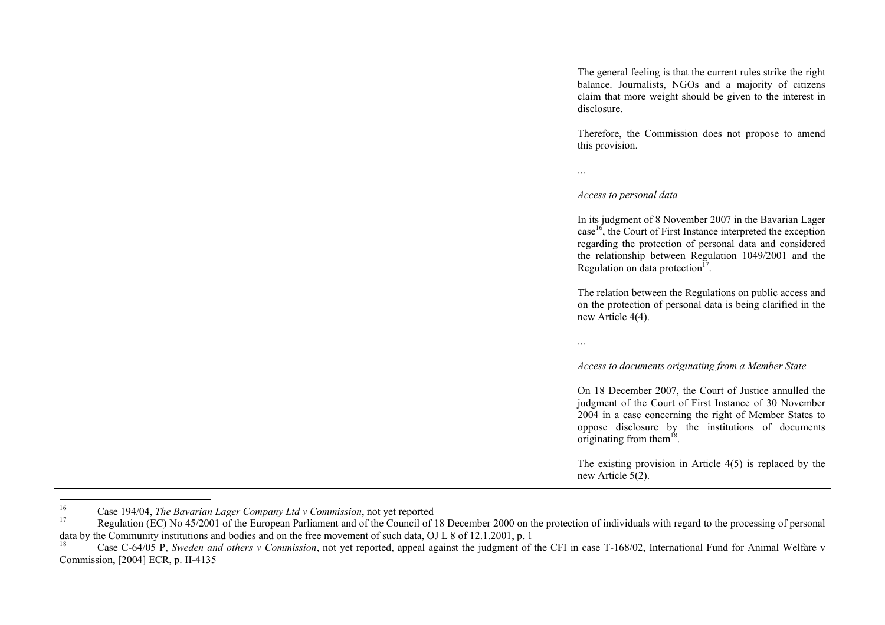| | | |
|---|---|---|
| | | The general feeling is that the current rules strike the right balance. Journalists, NGOs and a majority of citizens claim that more weight should be given to the interest in disclosure.<br><br>Therefore, the Commission does not propose to amend this provision.<br><br>...<br><br>*Access to personal data*<br><br>In its judgment of 8 November 2007 in the Bavarian Lager case[16], the Court of First Instance interpreted the exception regarding the protection of personal data and considered the relationship between Regulation 1049/2001 and the Regulation on data protection[17].<br><br>The relation between the Regulations on public access and on the protection of personal data is being clarified in the new Article 4(4).<br><br>...<br><br>*Access to documents originating from a Member State*<br><br>On 18 December 2007, the Court of Justice annulled the judgment of the Court of First Instance of 30 November 2004 in a case concerning the right of Member States to oppose disclosure by the institutions of documents originating from them[18].<br><br>The existing provision in Article 4(5) is replaced by the new Article 5(2). |

[16] Case 194/04, *The Bavarian Lager Company Ltd v Commission*, not yet reported

[17] Regulation (EC) No 45/2001 of the European Parliament and of the Council of 18 December 2000 on the protection of individuals with regard to the processing of personal data by the Community institutions and bodies and on the free movement of such data, OJ L 8 of 12.1.2001, p. 1

[18] Case C-64/05 P, *Sweden and others v Commission*, not yet reported, appeal against the judgment of the CFI in case T-168/02, International Fund for Animal Welfare v Commission, [2004] ECR, p. II-4135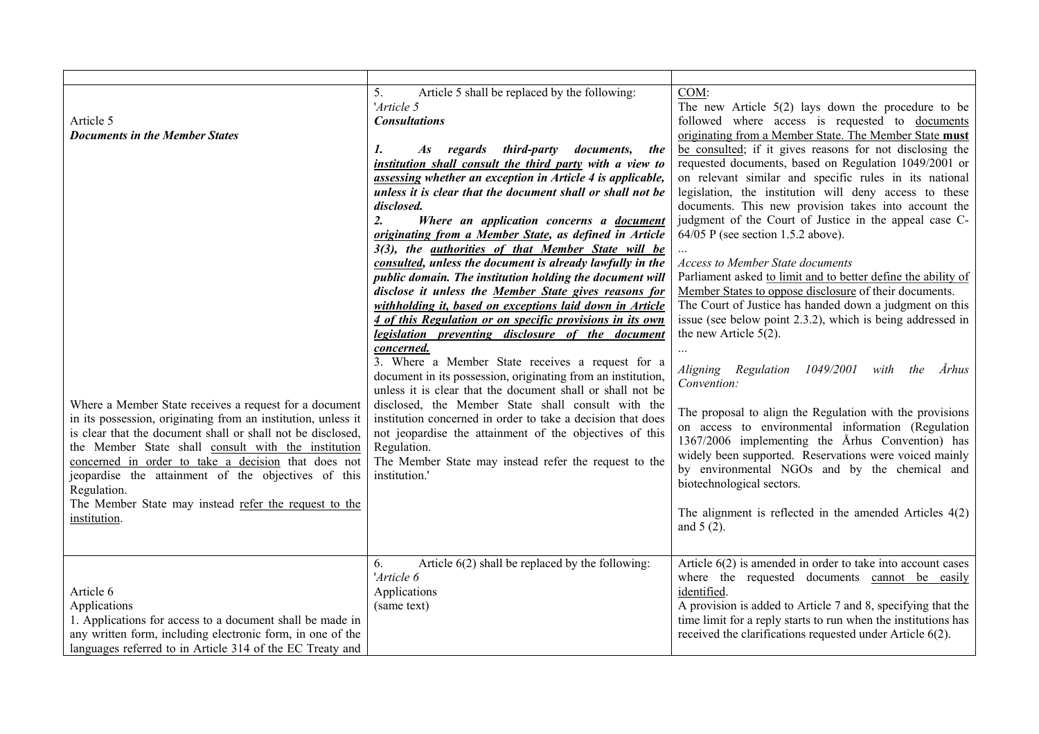| | | |
|---|---|---|
| Article 5<br>***Documents in the Member States***<br><br>Where a Member State receives a request for a document in its possession, originating from an institution, unless it is clear that the document shall or shall not be disclosed, the Member State shall <u>consult with the institution concerned in order to take a decision</u> that does not jeopardise the attainment of the objectives of this Regulation.<br>The Member State may instead <u>refer the request to the institution</u>. | 5. Article 5 shall be replaced by the following:<br>'*Article 5*<br>***Consultations***<br><br>***1. As regards third-party documents, the <u>institution shall consult the third party</u> with a view to <u>assessing</u> whether an exception in Article 4 is applicable, unless it is clear that the document shall or shall not be disclosed.***<br>***2. Where an application concerns a <u>document originating from a Member State</u>, as defined in Article 3(3), the <u>authorities of that Member State will be consulted</u>, unless the document is already lawfully in the public domain. The institution holding the document will disclose it unless the <u>Member State gives reasons for withholding it, based on exceptions laid down in Article 4 of this Regulation or on specific provisions in its own legislation preventing disclosure of the document concerned.</u>***<br>3. Where a Member State receives a request for a document in its possession, originating from an institution, unless it is clear that the document shall or shall not be disclosed, the Member State shall consult with the institution concerned in order to take a decision that does not jeopardise the attainment of the objectives of this Regulation.<br>The Member State may instead refer the request to the institution.' | <u>COM</u>:<br>The new Article 5(2) lays down the procedure to be followed where access is requested to <u>documents originating from a Member State. The Member State **must** be consulted</u>; if it gives reasons for not disclosing the requested documents, based on Regulation 1049/2001 or on relevant similar and specific rules in its national legislation, the institution will deny access to these documents. This new provision takes into account the judgment of the Court of Justice in the appeal case C-64/05 P (see section 1.5.2 above).<br>...<br>*Access to Member State documents*<br>Parliament asked <u>to limit and to better define the ability of Member States to oppose disclosure</u> of their documents.<br>The Court of Justice has handed down a judgment on this issue (see below point 2.3.2), which is being addressed in the new Article 5(2).<br>...<br>*Aligning Regulation 1049/2001 with the Århus Convention:*<br><br>The proposal to align the Regulation with the provisions on access to environmental information (Regulation 1367/2006 implementing the Århus Convention) has widely been supported. Reservations were voiced mainly by environmental NGOs and by the chemical and biotechnological sectors.<br><br>The alignment is reflected in the amended Articles 4(2) and 5 (2). |
| Article 6<br>Applications<br>1. Applications for access to a document shall be made in any written form, including electronic form, in one of the languages referred to in Article 314 of the EC Treaty and | 6. Article 6(2) shall be replaced by the following:<br>'*Article 6*<br>Applications<br>(same text) | Article 6(2) is amended in order to take into account cases where the requested documents <u>cannot be easily identified</u>.<br>A provision is added to Article 7 and 8, specifying that the time limit for a reply starts to run when the institutions has received the clarifications requested under Article 6(2). |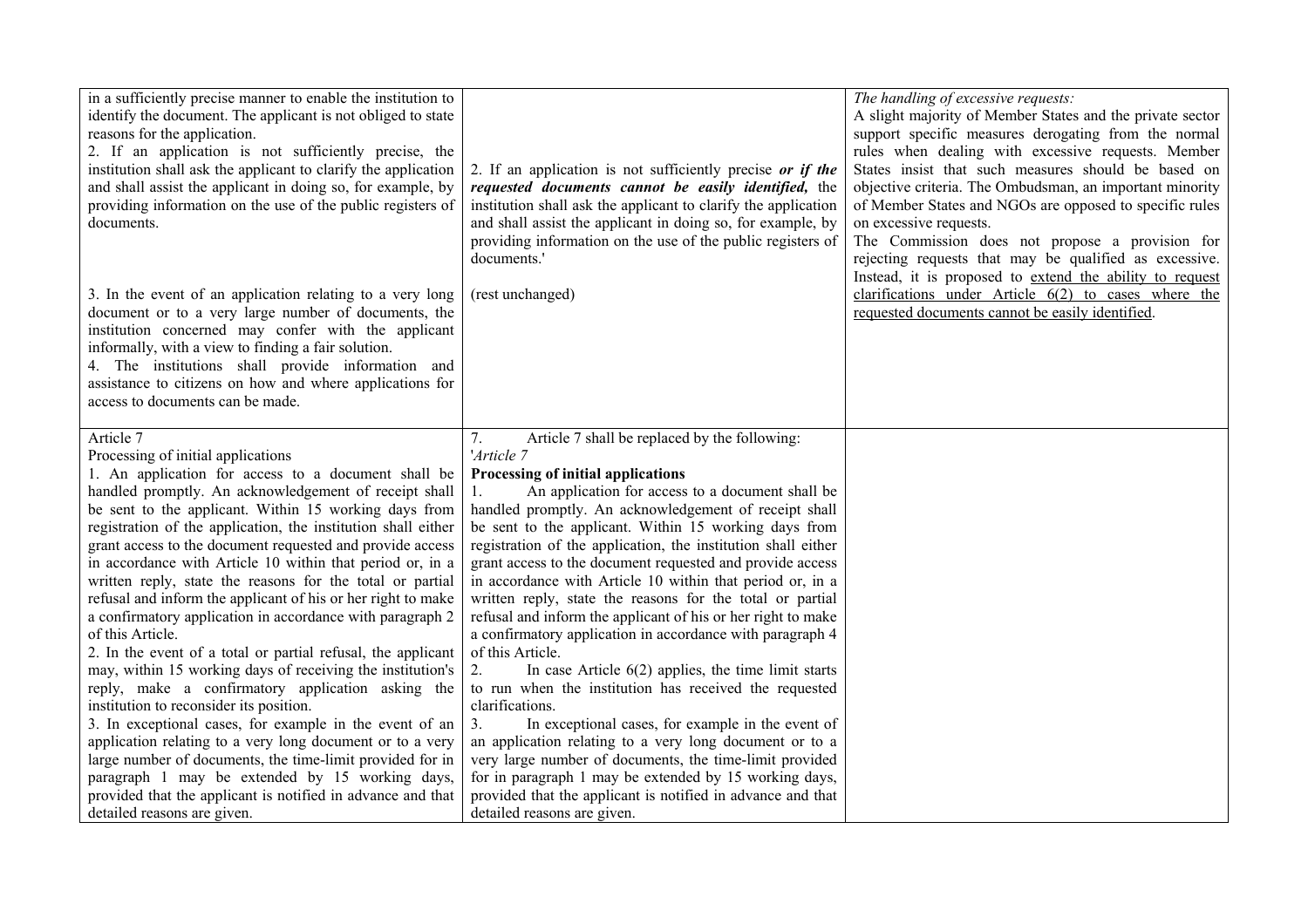| | | |
|---|---|---|
| in a sufficiently precise manner to enable the institution to identify the document. The applicant is not obliged to state reasons for the application.<br>2. If an application is not sufficiently precise, the institution shall ask the applicant to clarify the application and shall assist the applicant in doing so, for example, by providing information on the use of the public registers of documents.<br><br>3. In the event of an application relating to a very long document or to a very large number of documents, the institution concerned may confer with the applicant informally, with a view to finding a fair solution.<br>4. The institutions shall provide information and assistance to citizens on how and where applications for access to documents can be made. | 2. If an application is not sufficiently precise ***or if the requested documents cannot be easily identified,*** the institution shall ask the applicant to clarify the application and shall assist the applicant in doing so, for example, by providing information on the use of the public registers of documents.'<br><br>(rest unchanged) | *The handling of excessive requests:*<br>A slight majority of Member States and the private sector support specific measures derogating from the normal rules when dealing with excessive requests. Member States insist that such measures should be based on objective criteria. The Ombudsman, an important minority of Member States and NGOs are opposed to specific rules on excessive requests.<br>The Commission does not propose a provision for rejecting requests that may be qualified as excessive. Instead, it is proposed to <u>extend the ability to request clarifications under Article 6(2) to cases where the requested documents cannot be easily identified</u>. |
| Article 7<br>Processing of initial applications<br>1. An application for access to a document shall be handled promptly. An acknowledgement of receipt shall be sent to the applicant. Within 15 working days from registration of the application, the institution shall either grant access to the document requested and provide access in accordance with Article 10 within that period or, in a written reply, state the reasons for the total or partial refusal and inform the applicant of his or her right to make a confirmatory application in accordance with paragraph 2 of this Article.<br>2. In the event of a total or partial refusal, the applicant may, within 15 working days of receiving the institution's reply, make a confirmatory application asking the institution to reconsider its position.<br>3. In exceptional cases, for example in the event of an application relating to a very long document or to a very large number of documents, the time-limit provided for in paragraph 1 may be extended by 15 working days, provided that the applicant is notified in advance and that detailed reasons are given. | 7. Article 7 shall be replaced by the following:<br>'*Article 7*<br>**Processing of initial applications**<br>1. An application for access to a document shall be handled promptly. An acknowledgement of receipt shall be sent to the applicant. Within 15 working days from registration of the application, the institution shall either grant access to the document requested and provide access in accordance with Article 10 within that period or, in a written reply, state the reasons for the total or partial refusal and inform the applicant of his or her right to make a confirmatory application in accordance with paragraph 4 of this Article.<br>2. In case Article 6(2) applies, the time limit starts to run when the institution has received the requested clarifications.<br>3. In exceptional cases, for example in the event of an application relating to a very long document or to a very large number of documents, the time-limit provided for in paragraph 1 may be extended by 15 working days, provided that the applicant is notified in advance and that detailed reasons are given. | |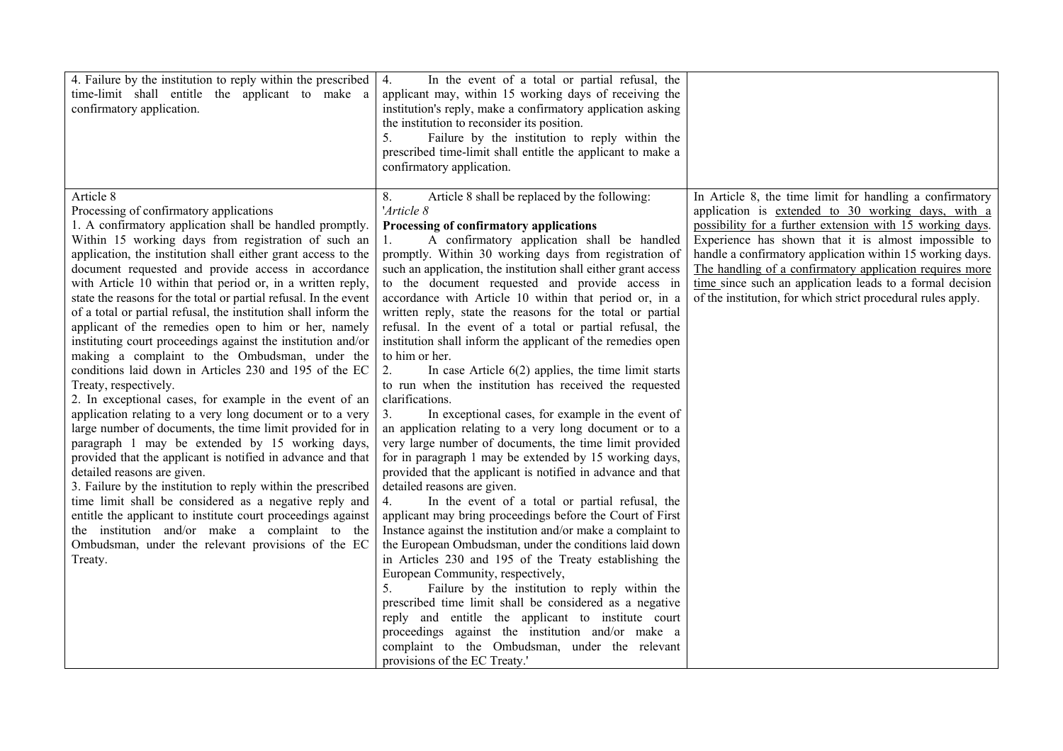| | | |
|---|---|---|
| 4. Failure by the institution to reply within the prescribed time-limit shall entitle the applicant to make a confirmatory application. | 4. In the event of a total or partial refusal, the applicant may, within 15 working days of receiving the institution's reply, make a confirmatory application asking the institution to reconsider its position.<br>5. Failure by the institution to reply within the prescribed time-limit shall entitle the applicant to make a confirmatory application. | |
| Article 8<br>Processing of confirmatory applications<br>1. A confirmatory application shall be handled promptly. Within 15 working days from registration of such an application, the institution shall either grant access to the document requested and provide access in accordance with Article 10 within that period or, in a written reply, state the reasons for the total or partial refusal. In the event of a total or partial refusal, the institution shall inform the applicant of the remedies open to him or her, namely instituting court proceedings against the institution and/or making a complaint to the Ombudsman, under the conditions laid down in Articles 230 and 195 of the EC Treaty, respectively.<br>2. In exceptional cases, for example in the event of an application relating to a very long document or to a very large number of documents, the time limit provided for in paragraph 1 may be extended by 15 working days, provided that the applicant is notified in advance and that detailed reasons are given.<br>3. Failure by the institution to reply within the prescribed time limit shall be considered as a negative reply and entitle the applicant to institute court proceedings against the institution and/or make a complaint to the Ombudsman, under the relevant provisions of the EC Treaty. | 8. Article 8 shall be replaced by the following:<br>'*Article 8*<br>**Processing of confirmatory applications**<br>1. A confirmatory application shall be handled promptly. Within 30 working days from registration of such an application, the institution shall either grant access to the document requested and provide access in accordance with Article 10 within that period or, in a written reply, state the reasons for the total or partial refusal. In the event of a total or partial refusal, the institution shall inform the applicant of the remedies open to him or her.<br>2. In case Article 6(2) applies, the time limit starts to run when the institution has received the requested clarifications.<br>3. In exceptional cases, for example in the event of an application relating to a very long document or to a very large number of documents, the time limit provided for in paragraph 1 may be extended by 15 working days, provided that the applicant is notified in advance and that detailed reasons are given.<br>4. In the event of a total or partial refusal, the applicant may bring proceedings before the Court of First Instance against the institution and/or make a complaint to the European Ombudsman, under the conditions laid down in Articles 230 and 195 of the Treaty establishing the European Community, respectively,<br>5. Failure by the institution to reply within the prescribed time limit shall be considered as a negative reply and entitle the applicant to institute court proceedings against the institution and/or make a complaint to the Ombudsman, under the relevant provisions of the EC Treaty.' | In Article 8, the time limit for handling a confirmatory application is extended to 30 working days, with a possibility for a further extension with 15 working days. Experience has shown that it is almost impossible to handle a confirmatory application within 15 working days. The handling of a confirmatory application requires more time since such an application leads to a formal decision of the institution, for which strict procedural rules apply. |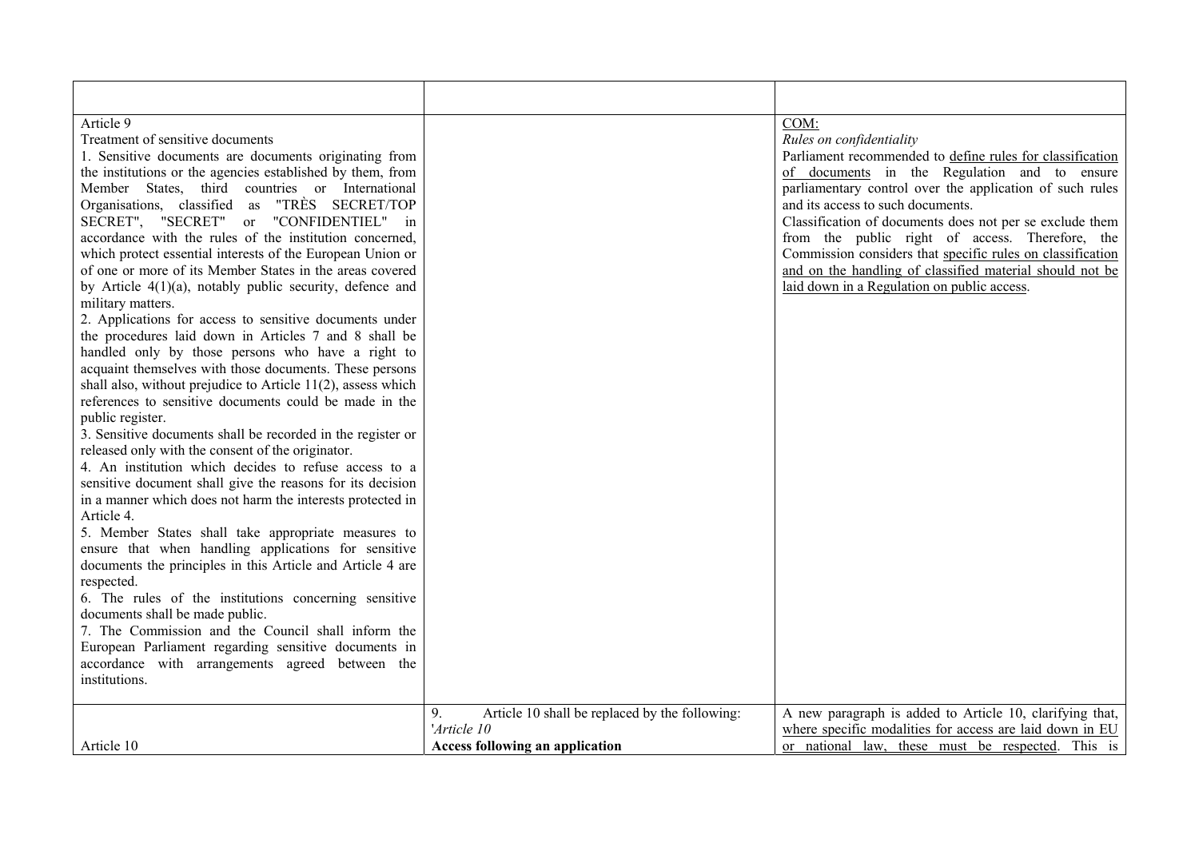| | | |
|---|---|---|
| Article 9<br>Treatment of sensitive documents<br>1. Sensitive documents are documents originating from the institutions or the agencies established by them, from Member States, third countries or International Organisations, classified as "TRÈS SECRET/TOP SECRET", "SECRET" or "CONFIDENTIEL" in accordance with the rules of the institution concerned, which protect essential interests of the European Union or of one or more of its Member States in the areas covered by Article 4(1)(a), notably public security, defence and military matters.<br>2. Applications for access to sensitive documents under the procedures laid down in Articles 7 and 8 shall be handled only by those persons who have a right to acquaint themselves with those documents. These persons shall also, without prejudice to Article 11(2), assess which references to sensitive documents could be made in the public register.<br>3. Sensitive documents shall be recorded in the register or released only with the consent of the originator.<br>4. An institution which decides to refuse access to a sensitive document shall give the reasons for its decision in a manner which does not harm the interests protected in Article 4.<br>5. Member States shall take appropriate measures to ensure that when handling applications for sensitive documents the principles in this Article and Article 4 are respected.<br>6. The rules of the institutions concerning sensitive documents shall be made public.<br>7. The Commission and the Council shall inform the European Parliament regarding sensitive documents in accordance with arrangements agreed between the institutions. | | COM:<br>*Rules on confidentiality*<br>Parliament recommended to define rules for classification of documents in the Regulation and to ensure parliamentary control over the application of such rules and its access to such documents.<br>Classification of documents does not per se exclude them from the public right of access. Therefore, the Commission considers that specific rules on classification and on the handling of classified material should not be laid down in a Regulation on public access. |
| Article 10 | 9. Article 10 shall be replaced by the following:<br>'*Article 10*<br>**Access following an application** | A new paragraph is added to Article 10, clarifying that, where specific modalities for access are laid down in EU or national law, these must be respected. This is |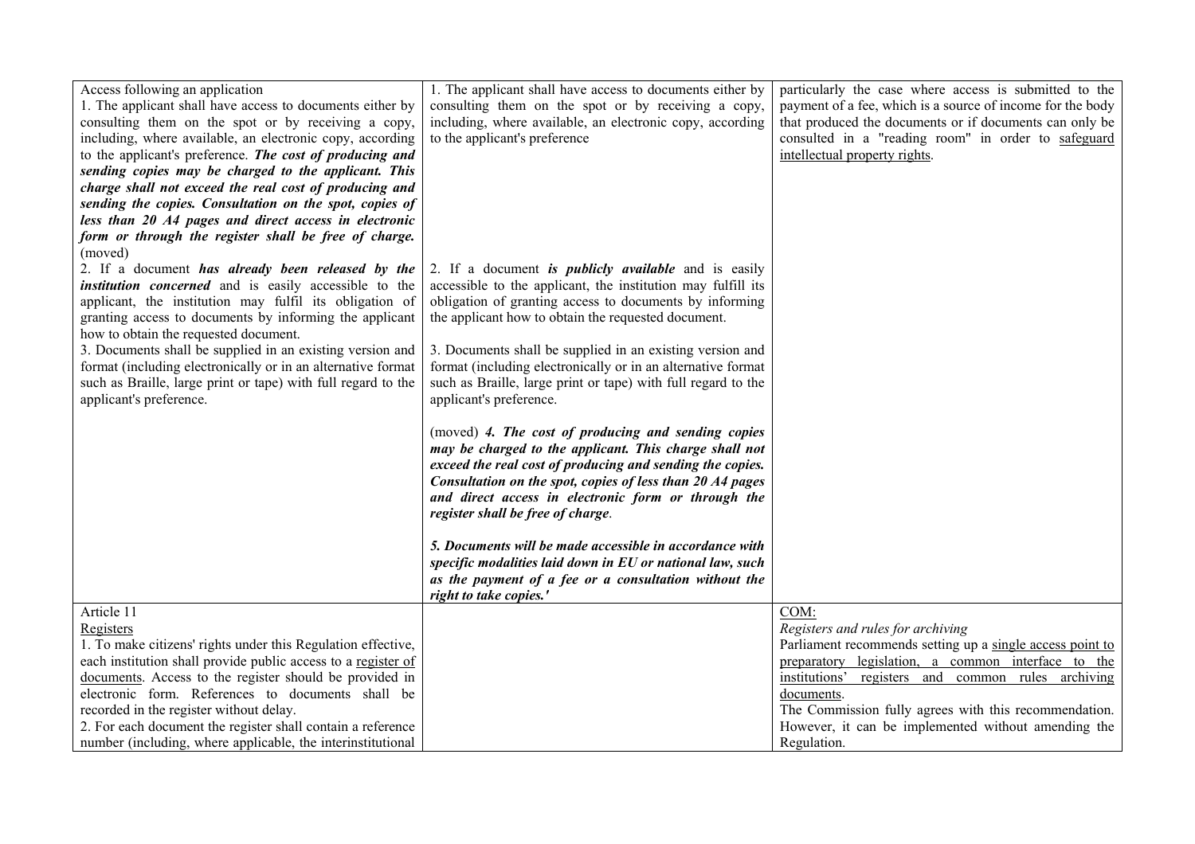| | | |
|---|---|---|
| Access following an application<br>1. The applicant shall have access to documents either by consulting them on the spot or by receiving a copy, including, where available, an electronic copy, according to the applicant's preference. ***The cost of producing and sending copies may be charged to the applicant. This charge shall not exceed the real cost of producing and sending the copies. Consultation on the spot, copies of less than 20 A4 pages and direct access in electronic form or through the register shall be free of charge.*** (moved)<br>2. If a document ***has already been released by the institution concerned*** and is easily accessible to the applicant, the institution may fulfil its obligation of granting access to documents by informing the applicant how to obtain the requested document.<br>3. Documents shall be supplied in an existing version and format (including electronically or in an alternative format such as Braille, large print or tape) with full regard to the applicant's preference. | 1. The applicant shall have access to documents either by consulting them on the spot or by receiving a copy, including, where available, an electronic copy, according to the applicant's preference<br><br>2. If a document ***is publicly available*** and is easily accessible to the applicant, the institution may fulfil its obligation of granting access to documents by informing the applicant how to obtain the requested document.<br><br>3. Documents shall be supplied in an existing version and format (including electronically or in an alternative format such as Braille, large print or tape) with full regard to the applicant's preference.<br><br>(moved) ***4. The cost of producing and sending copies may be charged to the applicant. This charge shall not exceed the real cost of producing and sending the copies. Consultation on the spot, copies of less than 20 A4 pages and direct access in electronic form or through the register shall be free of charge***.<br><br>***5. Documents will be made accessible in accordance with specific modalities laid down in EU or national law, such as the payment of a fee or a consultation without the right to take copies.'*** | particularly the case where access is submitted to the payment of a fee, which is a source of income for the body that produced the documents or if documents can only be consulted in a "reading room" in order to <u>safeguard intellectual property rights</u>. |
| Article 11<br><u>Registers</u><br>1. To make citizens' rights under this Regulation effective, each institution shall provide public access to a <u>register of documents</u>. Access to the register should be provided in electronic form. References to documents shall be recorded in the register without delay.<br>2. For each document the register shall contain a reference number (including, where applicable, the interinstitutional | | <u>COM:</u><br>*Registers and rules for archiving*<br>Parliament recommends setting up a <u>single access point to preparatory legislation, a common interface to the institutions' registers and common rules archiving documents</u>.<br>The Commission fully agrees with this recommendation. However, it can be implemented without amending the Regulation. |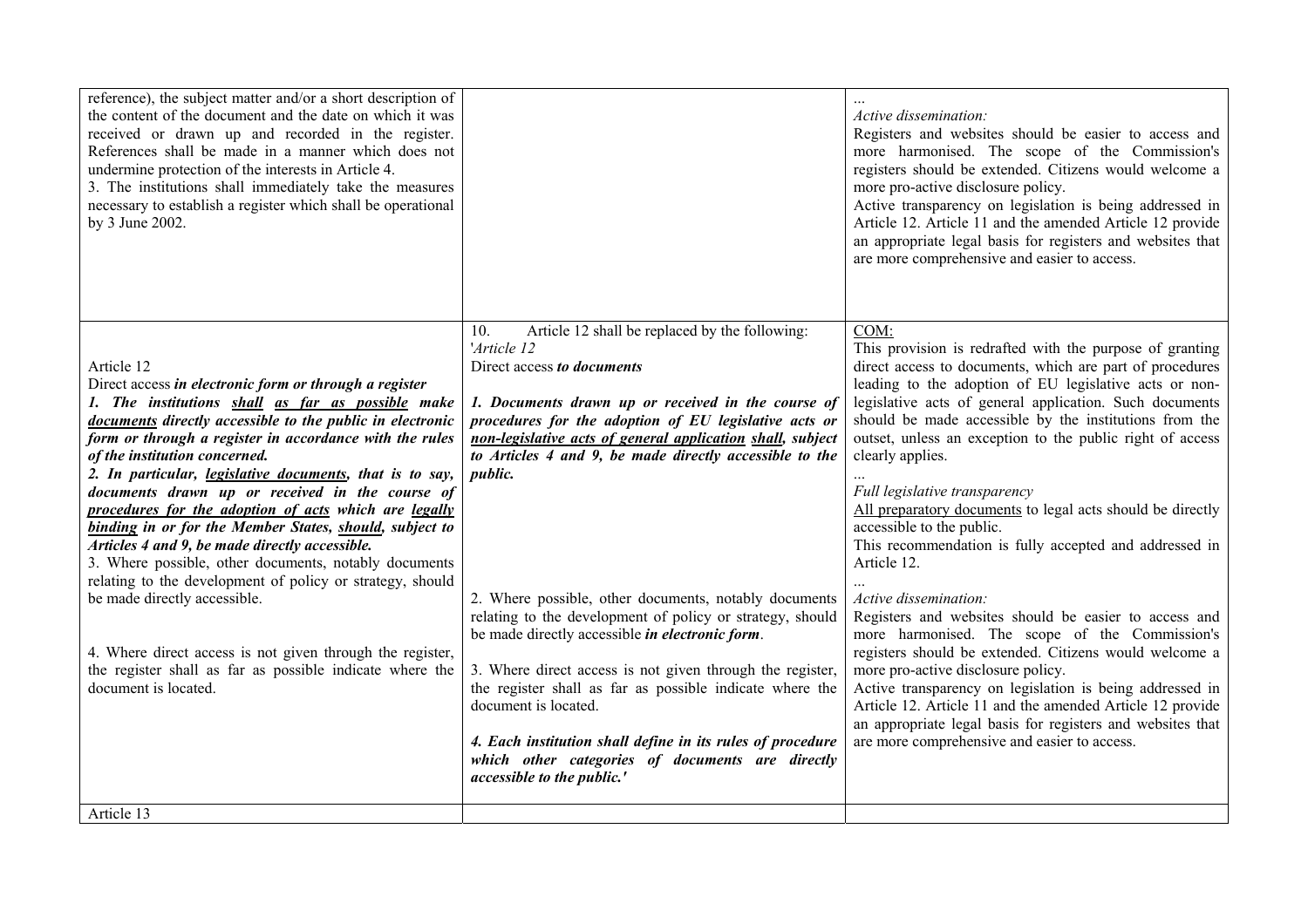| | | |
|---|---|---|
| reference), the subject matter and/or a short description of the content of the document and the date on which it was received or drawn up and recorded in the register. References shall be made in a manner which does not undermine protection of the interests in Article 4.<br>3. The institutions shall immediately take the measures necessary to establish a register which shall be operational by 3 June 2002. | | ...<br>*Active dissemination:*<br>Registers and websites should be easier to access and more harmonised. The scope of the Commission's registers should be extended. Citizens would welcome a more pro-active disclosure policy.<br>Active transparency on legislation is being addressed in Article 12. Article 11 and the amended Article 12 provide an appropriate legal basis for registers and websites that are more comprehensive and easier to access. |
| Article 12<br>Direct access ***in electronic form or through a register***<br>***1. The institutions <u>shall</u> <u>as far as possible</u> make <u>documents</u> directly accessible to the public in electronic form or through a register in accordance with the rules of the institution concerned.***<br>***2. In particular, <u>legislative documents</u>, that is to say, documents drawn up or received in the course of <u>procedures for the adoption of acts</u> which are <u>legally binding</u> in or for the Member States, <u>should</u>, subject to Articles 4 and 9, be made directly accessible.***<br>3. Where possible, other documents, notably documents relating to the development of policy or strategy, should be made directly accessible.<br><br>4. Where direct access is not given through the register, the register shall as far as possible indicate where the document is located. | 10. Article 12 shall be replaced by the following:<br>'*Article 12*<br>Direct access ***to documents***<br><br>***1. Documents drawn up or received in the course of procedures for the adoption of EU legislative acts or <u>non-legislative acts of general application</u> <u>shall</u>, subject to Articles 4 and 9, be made directly accessible to the public.***<br><br>2. Where possible, other documents, notably documents relating to the development of policy or strategy, should be made directly accessible ***in electronic form***.<br><br>3. Where direct access is not given through the register, the register shall as far as possible indicate where the document is located.<br><br>***4. Each institution shall define in its rules of procedure which other categories of documents are directly accessible to the public.'*** | <u>COM:</u><br>This provision is redrafted with the purpose of granting direct access to documents, which are part of procedures leading to the adoption of EU legislative acts or non-legislative acts of general application. Such documents should be made accessible by the institutions from the outset, unless an exception to the public right of access clearly applies.<br>...<br>*Full legislative transparency*<br><u>All preparatory documents</u> to legal acts should be directly accessible to the public.<br>This recommendation is fully accepted and addressed in Article 12.<br>...<br>*Active dissemination:*<br>Registers and websites should be easier to access and more harmonised. The scope of the Commission's registers should be extended. Citizens would welcome a more pro-active disclosure policy.<br>Active transparency on legislation is being addressed in Article 12. Article 11 and the amended Article 12 provide an appropriate legal basis for registers and websites that are more comprehensive and easier to access. |
| Article 13 | | |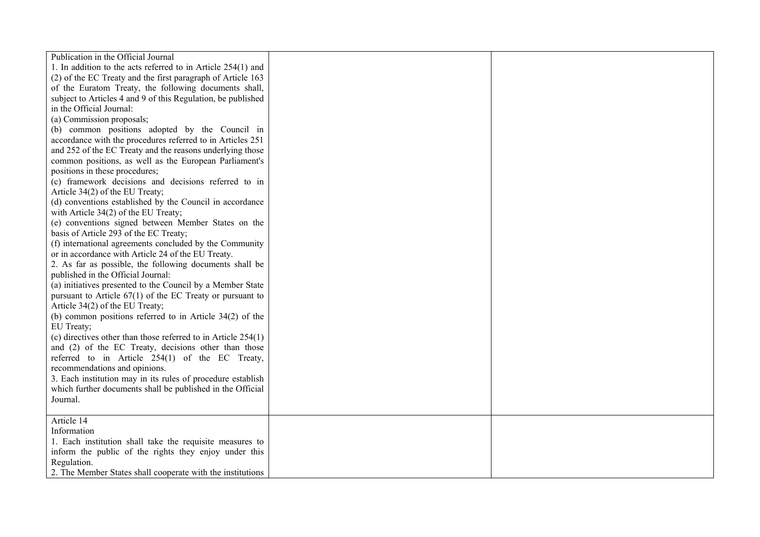| | | |
|---|---|---|
| Publication in the Official Journal<br>1. In addition to the acts referred to in Article 254(1) and (2) of the EC Treaty and the first paragraph of Article 163 of the Euratom Treaty, the following documents shall, subject to Articles 4 and 9 of this Regulation, be published in the Official Journal:<br>(a) Commission proposals;<br>(b) common positions adopted by the Council in accordance with the procedures referred to in Articles 251 and 252 of the EC Treaty and the reasons underlying those common positions, as well as the European Parliament's positions in these procedures;<br>(c) framework decisions and decisions referred to in Article 34(2) of the EU Treaty;<br>(d) conventions established by the Council in accordance with Article 34(2) of the EU Treaty;<br>(e) conventions signed between Member States on the basis of Article 293 of the EC Treaty;<br>(f) international agreements concluded by the Community or in accordance with Article 24 of the EU Treaty.<br>2. As far as possible, the following documents shall be published in the Official Journal:<br>(a) initiatives presented to the Council by a Member State pursuant to Article 67(1) of the EC Treaty or pursuant to Article 34(2) of the EU Treaty;<br>(b) common positions referred to in Article 34(2) of the EU Treaty;<br>(c) directives other than those referred to in Article 254(1) and (2) of the EC Treaty, decisions other than those referred to in Article 254(1) of the EC Treaty, recommendations and opinions.<br>3. Each institution may in its rules of procedure establish which further documents shall be published in the Official Journal. | | |
| Article 14<br>Information<br>1. Each institution shall take the requisite measures to inform the public of the rights they enjoy under this Regulation.<br>2. The Member States shall cooperate with the institutions | | |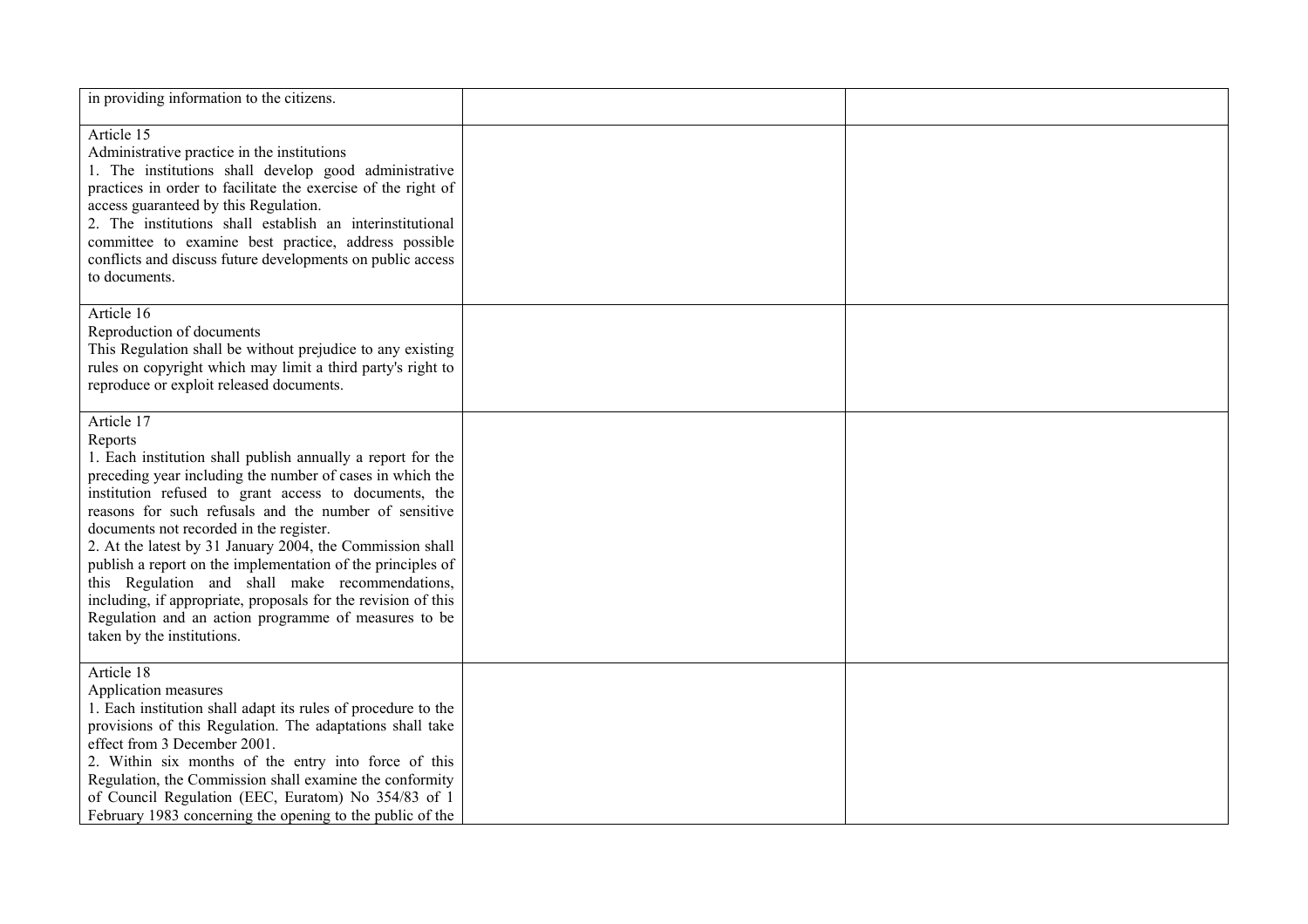| | | |
|---|---|---|
| in providing information to the citizens. | | |
| Article 15<br>Administrative practice in the institutions<br>1. The institutions shall develop good administrative practices in order to facilitate the exercise of the right of access guaranteed by this Regulation.<br>2. The institutions shall establish an interinstitutional committee to examine best practice, address possible conflicts and discuss future developments on public access to documents. | | |
| Article 16<br>Reproduction of documents<br>This Regulation shall be without prejudice to any existing rules on copyright which may limit a third party's right to reproduce or exploit released documents. | | |
| Article 17<br>Reports<br>1. Each institution shall publish annually a report for the preceding year including the number of cases in which the institution refused to grant access to documents, the reasons for such refusals and the number of sensitive documents not recorded in the register.<br>2. At the latest by 31 January 2004, the Commission shall publish a report on the implementation of the principles of this Regulation and shall make recommendations, including, if appropriate, proposals for the revision of this Regulation and an action programme of measures to be taken by the institutions. | | |
| Article 18<br>Application measures<br>1. Each institution shall adapt its rules of procedure to the provisions of this Regulation. The adaptations shall take effect from 3 December 2001.<br>2. Within six months of the entry into force of this Regulation, the Commission shall examine the conformity of Council Regulation (EEC, Euratom) No 354/83 of 1 February 1983 concerning the opening to the public of the | | |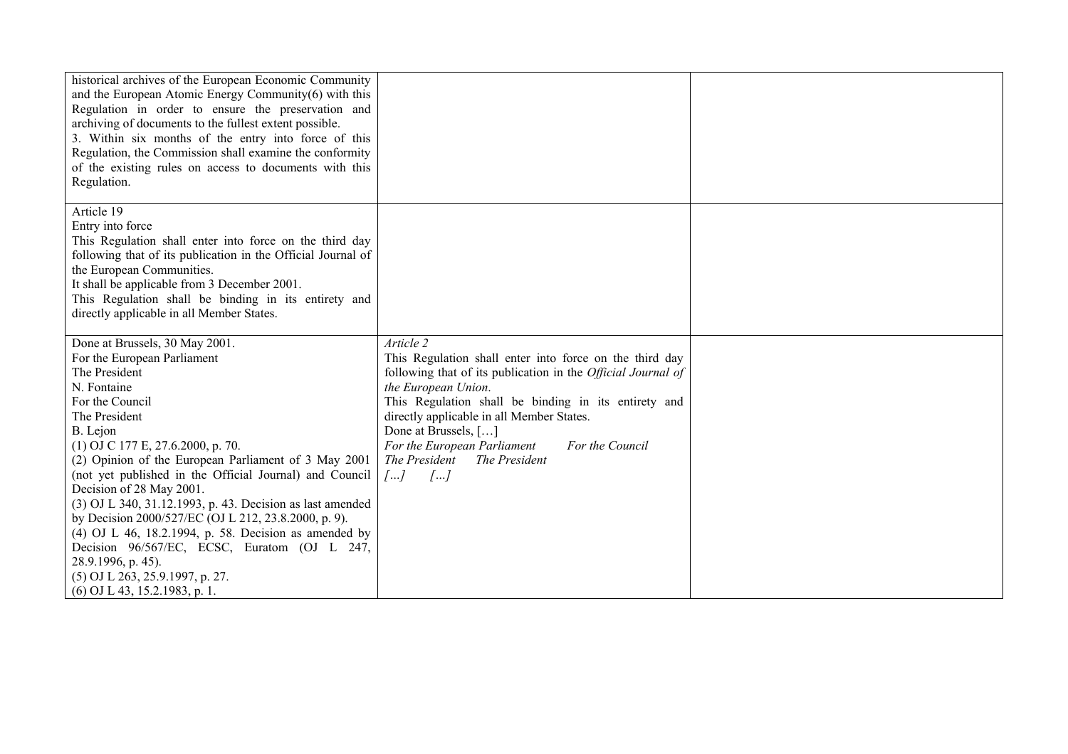| | | |
|---|---|---|
| historical archives of the European Economic Community and the European Atomic Energy Community(6) with this Regulation in order to ensure the preservation and archiving of documents to the fullest extent possible.<br>3. Within six months of the entry into force of this Regulation, the Commission shall examine the conformity of the existing rules on access to documents with this Regulation. | | |
| Article 19<br>Entry into force<br>This Regulation shall enter into force on the third day following that of its publication in the Official Journal of the European Communities.<br>It shall be applicable from 3 December 2001.<br>This Regulation shall be binding in its entirety and directly applicable in all Member States. | | |
| Done at Brussels, 30 May 2001.<br>For the European Parliament<br>The President<br>N. Fontaine<br>For the Council<br>The President<br>B. Lejon<br>(1) OJ C 177 E, 27.6.2000, p. 70.<br>(2) Opinion of the European Parliament of 3 May 2001 (not yet published in the Official Journal) and Council Decision of 28 May 2001.<br>(3) OJ L 340, 31.12.1993, p. 43. Decision as last amended by Decision 2000/527/EC (OJ L 212, 23.8.2000, p. 9).<br>(4) OJ L 46, 18.2.1994, p. 58. Decision as amended by Decision 96/567/EC, ECSC, Euratom (OJ L 247, 28.9.1996, p. 45).<br>(5) OJ L 263, 25.9.1997, p. 27.<br>(6) OJ L 43, 15.2.1983, p. 1. | *Article 2*<br>This Regulation shall enter into force on the third day following that of its publication in the *Official Journal of the European Union*.<br>This Regulation shall be binding in its entirety and directly applicable in all Member States.<br>Done at Brussels, […]<br>*For the European Parliament* *For the Council*<br>*The President* *The President*<br>*[…]* *[…]* | |